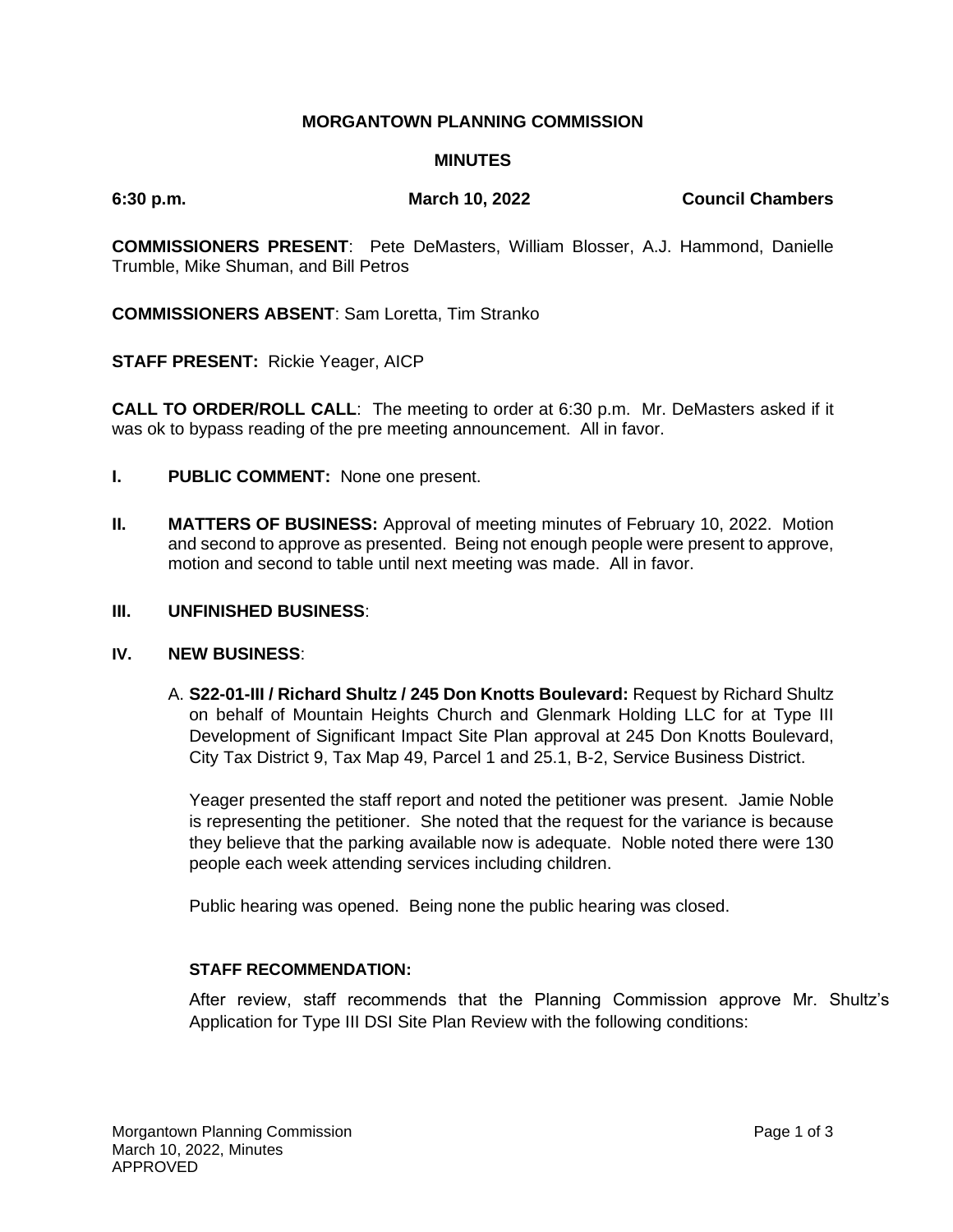**MORGANTOWN PLANNING COMMISSION**

**MINUTES**

**6:30 p.m.** **March 10, 2022** **Council Chambers**

**COMMISSIONERS PRESENT**: Pete DeMasters, William Blosser, A.J. Hammond, Danielle Trumble, Mike Shuman, and Bill Petros

**COMMISSIONERS ABSENT**: Sam Loretta, Tim Stranko

**STAFF PRESENT:** Rickie Yeager, AICP

**CALL TO ORDER/ROLL CALL**: The meeting to order at 6:30 p.m. Mr. DeMasters asked if it was ok to bypass reading of the pre meeting announcement. All in favor.

**I. PUBLIC COMMENT:** None one present.

**II. MATTERS OF BUSINESS:** Approval of meeting minutes of February 10, 2022. Motion and second to approve as presented. Being not enough people were present to approve, motion and second to table until next meeting was made. All in favor.

**III. UNFINISHED BUSINESS**:

**IV. NEW BUSINESS**:

A. **S22-01-III / Richard Shultz / 245 Don Knotts Boulevard:** Request by Richard Shultz on behalf of Mountain Heights Church and Glenmark Holding LLC for at Type III Development of Significant Impact Site Plan approval at 245 Don Knotts Boulevard, City Tax District 9, Tax Map 49, Parcel 1 and 25.1, B-2, Service Business District.

Yeager presented the staff report and noted the petitioner was present. Jamie Noble is representing the petitioner. She noted that the request for the variance is because they believe that the parking available now is adequate. Noble noted there were 130 people each week attending services including children.

Public hearing was opened. Being none the public hearing was closed.

**STAFF RECOMMENDATION:**

After review, staff recommends that the Planning Commission approve Mr. Shultz's Application for Type III DSI Site Plan Review with the following conditions: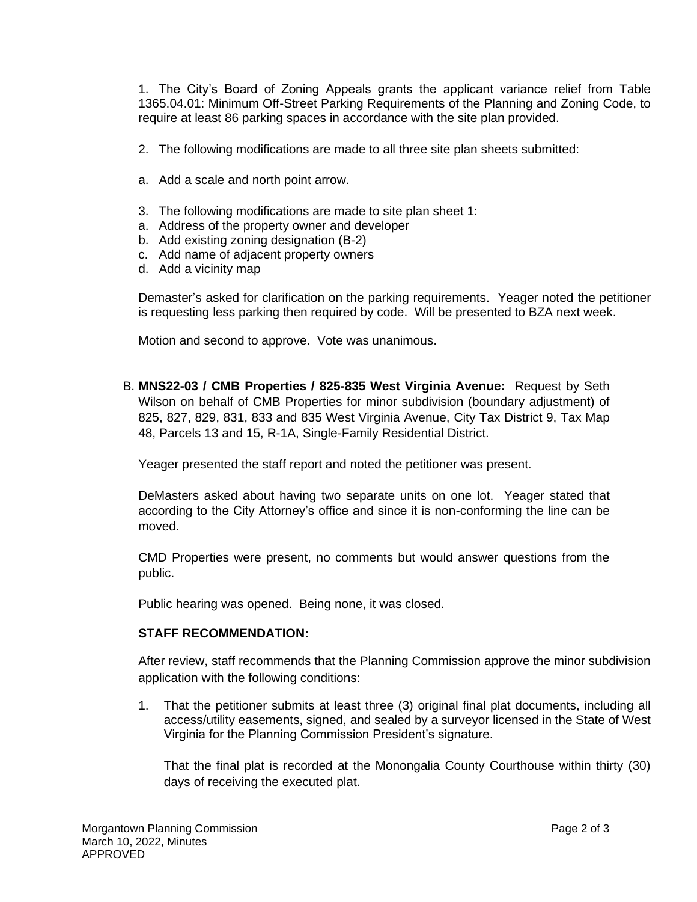1. The City's Board of Zoning Appeals grants the applicant variance relief from Table 1365.04.01: Minimum Off-Street Parking Requirements of the Planning and Zoning Code, to require at least 86 parking spaces in accordance with the site plan provided.

2. The following modifications are made to all three site plan sheets submitted:

a. Add a scale and north point arrow.

3. The following modifications are made to site plan sheet 1:
a. Address of the property owner and developer
b. Add existing zoning designation (B-2)
c. Add name of adjacent property owners
d. Add a vicinity map

Demaster's asked for clarification on the parking requirements. Yeager noted the petitioner is requesting less parking then required by code. Will be presented to BZA next week.

Motion and second to approve. Vote was unanimous.

B. **MNS22-03 / CMB Properties / 825-835 West Virginia Avenue:** Request by Seth Wilson on behalf of CMB Properties for minor subdivision (boundary adjustment) of 825, 827, 829, 831, 833 and 835 West Virginia Avenue, City Tax District 9, Tax Map 48, Parcels 13 and 15, R-1A, Single-Family Residential District.

Yeager presented the staff report and noted the petitioner was present.

DeMasters asked about having two separate units on one lot. Yeager stated that according to the City Attorney's office and since it is non-conforming the line can be moved.

CMD Properties were present, no comments but would answer questions from the public.

Public hearing was opened. Being none, it was closed.

**STAFF RECOMMENDATION:**

After review, staff recommends that the Planning Commission approve the minor subdivision application with the following conditions:

1. That the petitioner submits at least three (3) original final plat documents, including all access/utility easements, signed, and sealed by a surveyor licensed in the State of West Virginia for the Planning Commission President's signature.

   That the final plat is recorded at the Monongalia County Courthouse within thirty (30) days of receiving the executed plat.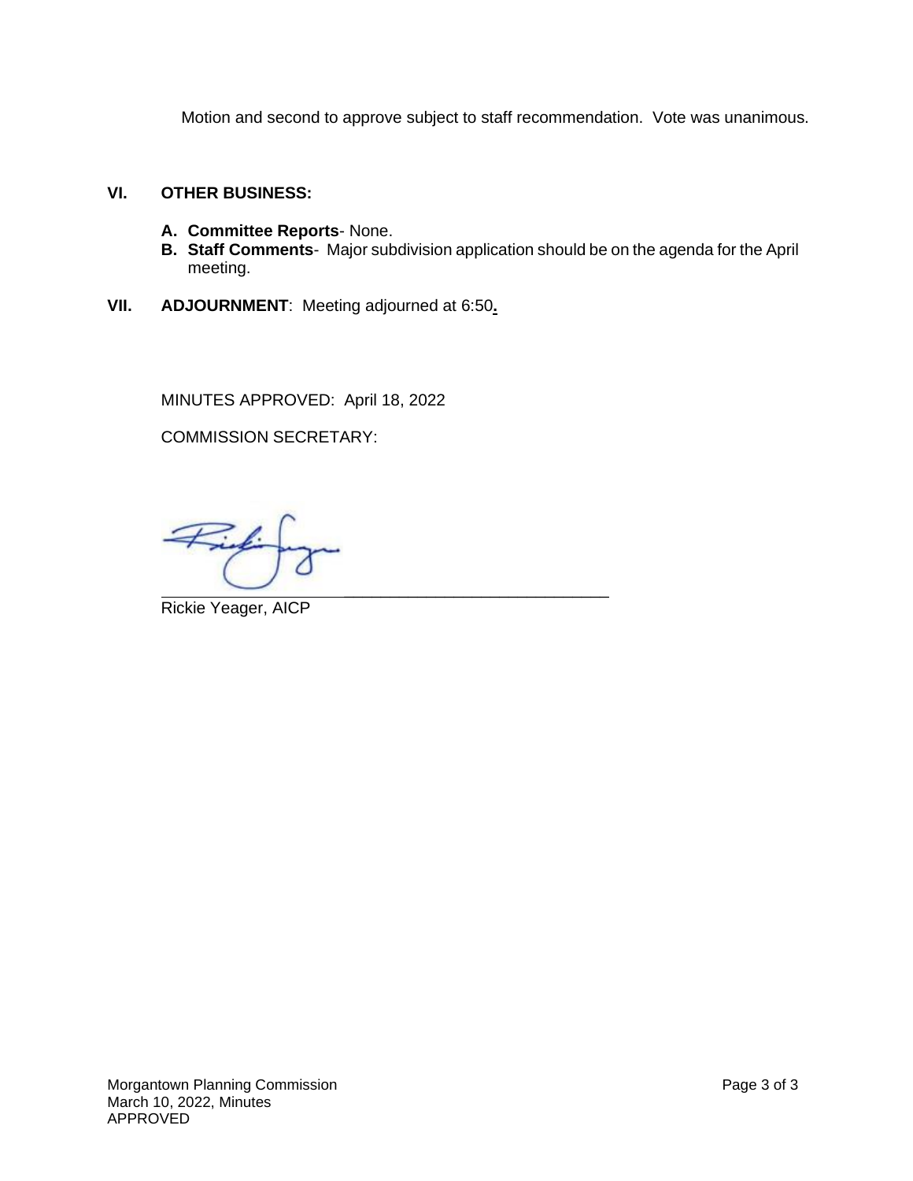Motion and second to approve subject to staff recommendation. Vote was unanimous.

## VI. OTHER BUSINESS:

**A. Committee Reports**- None.

**B. Staff Comments**- Major subdivision application should be on the agenda for the April meeting.

## VII. ADJOURNMENT: Meeting adjourned at 6:50.

MINUTES APPROVED: April 18, 2022

COMMISSION SECRETARY:

\_\_\_\_\_\_\_\_\_\_\_\_\_\_\_\_\_\_\_\_\_\_\_\_\_\_\_\_\_\_\_\_\_\_\_\_\_\_\_\_

Rickie Yeager, AICP